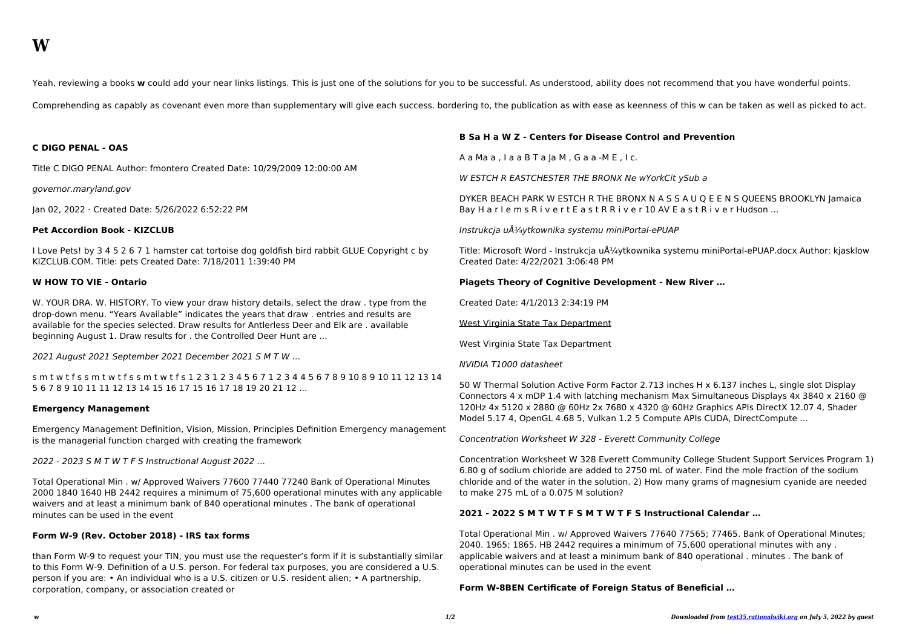# W

Yeah, reviewing a books **w** could add your near links listings. This is just one of the solutions for you to be successful. As understood, ability does not recommend that you have wonderful points.

Comprehending as capably as covenant even more than supplementary will give each success. bordering to, the publication as with ease as keenness of this w can be taken as well as picked to act.

### C DIGO PENAL - OAS

Title C DIGO PENAL Author: fmontero Created Date: 10/29/2009 12:00:00 AM

*governor.maryland.gov*

Jan 02, 2022 · Created Date: 5/26/2022 6:52:22 PM

### Pet Accordion Book - KIZCLUB

I Love Pets! by 3 4 5 2 6 7 1 hamster cat tortoise dog goldfish bird rabbit GLUE Copyright c by KIZCLUB.COM. Title: pets Created Date: 7/18/2011 1:39:40 PM

### W HOW TO VIE - Ontario

W. YOUR DRA. W. HISTORY. To view your draw history details, select the draw . type from the drop-down menu. "Years Available" indicates the years that draw . entries and results are available for the species selected. Draw results for Antlerless Deer and Elk are . available beginning August 1. Draw results for . the Controlled Deer Hunt are ...

*2021 August 2021 September 2021 December 2021 S M T W ...*

s m t w t f s s m t w t f s s m t w t f s 1 2 3 1 2 3 4 5 6 7 1 2 3 4 4 5 6 7 8 9 10 8 9 10 11 12 13 14 5 6 7 8 9 10 11 11 12 13 14 15 16 17 15 16 17 18 19 20 21 12 ...

### Emergency Management

Emergency Management Definition, Vision, Mission, Principles Definition Emergency management is the managerial function charged with creating the framework

*2022 - 2023 S M T W T F S Instructional August 2022 ...*

Total Operational Min . w/ Approved Waivers 77600 77440 77240 Bank of Operational Minutes 2000 1840 1640 HB 2442 requires a minimum of 75,600 operational minutes with any applicable waivers and at least a minimum bank of 840 operational minutes . The bank of operational minutes can be used in the event

### Form W-9 (Rev. October 2018) - IRS tax forms

than Form W-9 to request your TIN, you must use the requester's form if it is substantially similar to this Form W-9. Definition of a U.S. person. For federal tax purposes, you are considered a U.S. person if you are: • An individual who is a U.S. citizen or U.S. resident alien; • A partnership, corporation, company, or association created or

### B Sa H a W Z - Centers for Disease Control and Prevention

A a Ma a , I a a B T a Ja M , G a a -M E , I c.

*W ESTCH R EASTCHESTER THE BRONX Ne wYorkCit ySub a*

DYKER BEACH PARK W ESTCH R THE BRONX N A S S A U Q E E N S QUEENS BROOKLYN Jamaica Bay H a r l e m s R i v e r t E a s t R R i v e r 10 AV E a s t R i v e r Hudson ...

*Instrukcja uÅ¼ytkownika systemu miniPortal-ePUAP*

Title: Microsoft Word - Instrukcja uÅ¼ytkownika systemu miniPortal-ePUAP.docx Author: kjasklow Created Date: 4/22/2021 3:06:48 PM

### Piagets Theory of Cognitive Development - New River ...

Created Date: 4/1/2013 2:34:19 PM

West Virginia State Tax Department

West Virginia State Tax Department

*NVIDIA T1000 datasheet*

50 W Thermal Solution Active Form Factor 2.713 inches H x 6.137 inches L, single slot Display Connectors 4 x mDP 1.4 with latching mechanism Max Simultaneous Displays 4x 3840 x 2160 @ 120Hz 4x 5120 x 2880 @ 60Hz 2x 7680 x 4320 @ 60Hz Graphics APIs DirectX 12.07 4, Shader Model 5.17 4, OpenGL 4.68 5, Vulkan 1.2 5 Compute APIs CUDA, DirectCompute ...

*Concentration Worksheet W 328 - Everett Community College*

Concentration Worksheet W 328 Everett Community College Student Support Services Program 1) 6.80 g of sodium chloride are added to 2750 mL of water. Find the mole fraction of the sodium chloride and of the water in the solution. 2) How many grams of magnesium cyanide are needed to make 275 mL of a 0.075 M solution?

### 2021 - 2022 S M T W T F S M T W T F S Instructional Calendar ...

Total Operational Min . w/ Approved Waivers 77640 77565; 77465. Bank of Operational Minutes; 2040. 1965; 1865. HB 2442 requires a minimum of 75,600 operational minutes with any . applicable waivers and at least a minimum bank of 840 operational . minutes . The bank of operational minutes can be used in the event

### Form W-8BEN Certificate of Foreign Status of Beneficial ...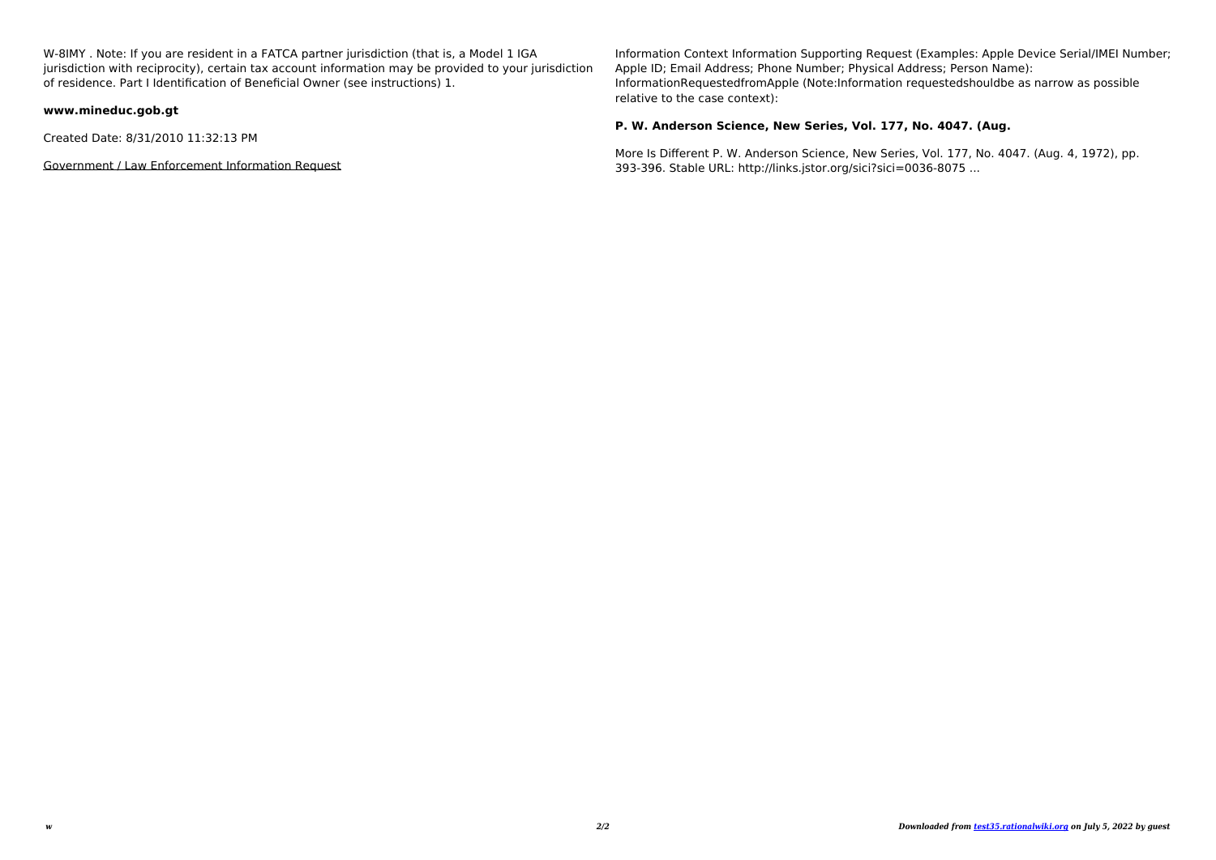W-8IMY . Note: If you are resident in a FATCA partner jurisdiction (that is, a Model 1 IGA jurisdiction with reciprocity), certain tax account information may be provided to your jurisdiction of residence. Part I Identification of Beneficial Owner (see instructions) 1.

**www.mineduc.gob.gt**

Created Date: 8/31/2010 11:32:13 PM

Government / Law Enforcement Information Request

Information Context Information Supporting Request (Examples: Apple Device Serial/IMEI Number; Apple ID; Email Address; Phone Number; Physical Address; Person Name): InformationRequestedfromApple (Note:Information requestedshouldbe as narrow as possible relative to the case context):

**P. W. Anderson Science, New Series, Vol. 177, No. 4047. (Aug.**

More Is Different P. W. Anderson Science, New Series, Vol. 177, No. 4047. (Aug. 4, 1972), pp. 393-396. Stable URL: http://links.jstor.org/sici?sici=0036-8075 ...